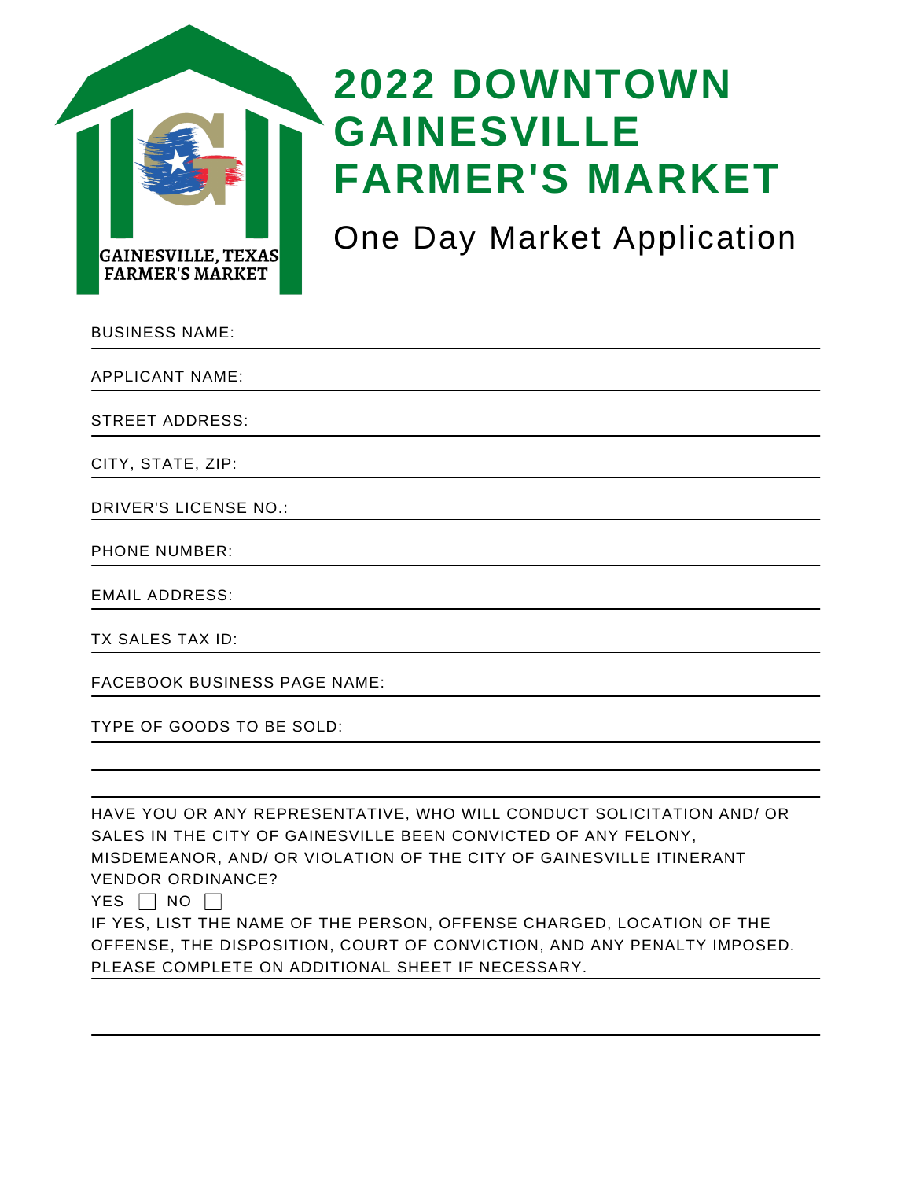GAINESVILLE, TEXAS
FARMER'S MARKET

# 2022 DOWNTOWN GAINESVILLE FARMER'S MARKET

## One Day Market Application

BUSINESS NAME: \_\_\_\_\_\_\_\_\_\_\_\_\_\_\_\_\_\_\_\_\_\_\_\_\_\_\_\_\_\_

APPLICANT NAME: \_\_\_\_\_\_\_\_\_\_\_\_\_\_\_\_\_\_\_\_\_\_\_\_\_\_\_\_\_\_

STREET ADDRESS: \_\_\_\_\_\_\_\_\_\_\_\_\_\_\_\_\_\_\_\_\_\_\_\_\_\_\_\_\_\_

CITY, STATE, ZIP: \_\_\_\_\_\_\_\_\_\_\_\_\_\_\_\_\_\_\_\_\_\_\_\_\_\_\_\_\_\_

DRIVER'S LICENSE NO.: \_\_\_\_\_\_\_\_\_\_\_\_\_\_\_\_\_\_\_\_\_\_\_\_\_\_\_\_\_\_

PHONE NUMBER: \_\_\_\_\_\_\_\_\_\_\_\_\_\_\_\_\_\_\_\_\_\_\_\_\_\_\_\_\_\_

EMAIL ADDRESS: \_\_\_\_\_\_\_\_\_\_\_\_\_\_\_\_\_\_\_\_\_\_\_\_\_\_\_\_\_\_

TX SALES TAX ID: \_\_\_\_\_\_\_\_\_\_\_\_\_\_\_\_\_\_\_\_\_\_\_\_\_\_\_\_\_\_

FACEBOOK BUSINESS PAGE NAME: \_\_\_\_\_\_\_\_\_\_\_\_\_\_\_\_\_\_\_\_\_\_\_\_\_\_\_\_\_\_

TYPE OF GOODS TO BE SOLD: \_\_\_\_\_\_\_\_\_\_\_\_\_\_\_\_\_\_\_\_\_\_\_\_\_\_\_\_\_\_

\_\_\_\_\_\_\_\_\_\_\_\_\_\_\_\_\_\_\_\_\_\_\_\_\_\_\_\_\_\_\_\_\_\_\_\_\_\_\_\_\_\_\_\_\_\_\_\_\_\_\_\_\_\_\_\_\_\_\_\_

\_\_\_\_\_\_\_\_\_\_\_\_\_\_\_\_\_\_\_\_\_\_\_\_\_\_\_\_\_\_\_\_\_\_\_\_\_\_\_\_\_\_\_\_\_\_\_\_\_\_\_\_\_\_\_\_\_\_\_\_

HAVE YOU OR ANY REPRESENTATIVE, WHO WILL CONDUCT SOLICITATION AND/ OR SALES IN THE CITY OF GAINESVILLE BEEN CONVICTED OF ANY FELONY, MISDEMEANOR, AND/ OR VIOLATION OF THE CITY OF GAINESVILLE ITINERANT VENDOR ORDINANCE?

YES ☐ NO ☐

IF YES, LIST THE NAME OF THE PERSON, OFFENSE CHARGED, LOCATION OF THE OFFENSE, THE DISPOSITION, COURT OF CONVICTION, AND ANY PENALTY IMPOSED. PLEASE COMPLETE ON ADDITIONAL SHEET IF NECESSARY.

\_\_\_\_\_\_\_\_\_\_\_\_\_\_\_\_\_\_\_\_\_\_\_\_\_\_\_\_\_\_\_\_\_\_\_\_\_\_\_\_\_\_\_\_\_\_\_\_\_\_\_\_\_\_\_\_\_\_\_\_

\_\_\_\_\_\_\_\_\_\_\_\_\_\_\_\_\_\_\_\_\_\_\_\_\_\_\_\_\_\_\_\_\_\_\_\_\_\_\_\_\_\_\_\_\_\_\_\_\_\_\_\_\_\_\_\_\_\_\_\_

\_\_\_\_\_\_\_\_\_\_\_\_\_\_\_\_\_\_\_\_\_\_\_\_\_\_\_\_\_\_\_\_\_\_\_\_\_\_\_\_\_\_\_\_\_\_\_\_\_\_\_\_\_\_\_\_\_\_\_\_

\_\_\_\_\_\_\_\_\_\_\_\_\_\_\_\_\_\_\_\_\_\_\_\_\_\_\_\_\_\_\_\_\_\_\_\_\_\_\_\_\_\_\_\_\_\_\_\_\_\_\_\_\_\_\_\_\_\_\_\_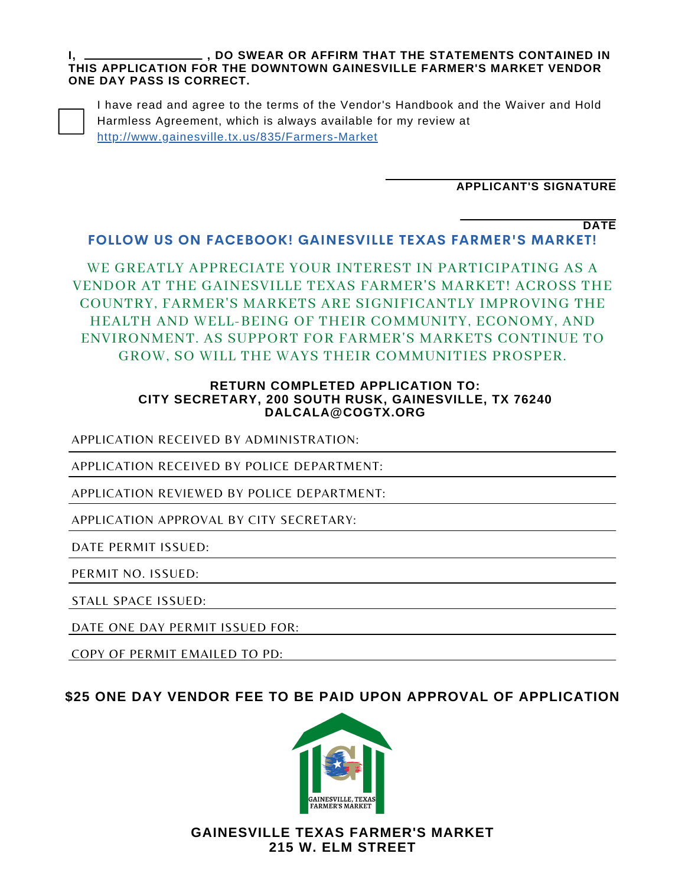**I, ________________ , DO SWEAR OR AFFIRM THAT THE STATEMENTS CONTAINED IN THIS APPLICATION FOR THE DOWNTOWN GAINESVILLE FARMER'S MARKET VENDOR ONE DAY PASS IS CORRECT.**

☐ I have read and agree to the terms of the Vendor's Handbook and the Waiver and Hold Harmless Agreement, which is always available for my review at http://www.gainesville.tx.us/835/Farmers-Market

______________________________
**APPLICANT'S SIGNATURE**

______________________________
**DATE**

**FOLLOW US ON FACEBOOK! GAINESVILLE TEXAS FARMER'S MARKET!**

WE GREATLY APPRECIATE YOUR INTEREST IN PARTICIPATING AS A VENDOR AT THE GAINESVILLE TEXAS FARMER'S MARKET! ACROSS THE COUNTRY, FARMER'S MARKETS ARE SIGNIFICANTLY IMPROVING THE HEALTH AND WELL-BEING OF THEIR COMMUNITY, ECONOMY, AND ENVIRONMENT. AS SUPPORT FOR FARMER'S MARKETS CONTINUE TO GROW, SO WILL THE WAYS THEIR COMMUNITIES PROSPER.

**RETURN COMPLETED APPLICATION TO:**
**CITY SECRETARY, 200 SOUTH RUSK, GAINESVILLE, TX 76240**
**DALCALA@COGTX.ORG**

APPLICATION RECEIVED BY ADMINISTRATION: ______________________________

APPLICATION RECEIVED BY POLICE DEPARTMENT: ______________________________

APPLICATION REVIEWED BY POLICE DEPARTMENT: ______________________________

APPLICATION APPROVAL BY CITY SECRETARY: ______________________________

DATE PERMIT ISSUED: ______________________________

PERMIT NO. ISSUED: ______________________________

STALL SPACE ISSUED: ______________________________

DATE ONE DAY PERMIT ISSUED FOR: ______________________________

COPY OF PERMIT EMAILED TO PD: ______________________________

**$25 ONE DAY VENDOR FEE TO BE PAID UPON APPROVAL OF APPLICATION**

GAINESVILLE, TEXAS FARMER'S MARKET

**GAINESVILLE TEXAS FARMER'S MARKET**
**215 W. ELM STREET**